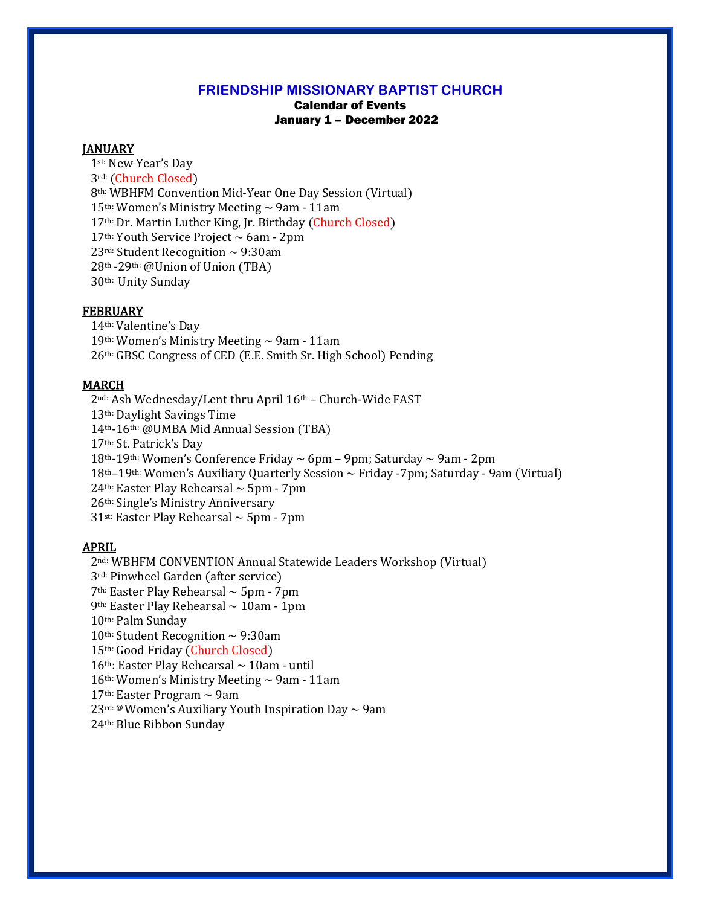# FRIENDSHIP MISSIONARY BAPTIST CHURCH

**Calendar of Events**

**January 1 – December 2022**

## JANUARY

1st: New Year's Day
3rd: (Church Closed)
8th: WBHFM Convention Mid-Year One Day Session (Virtual)
15th: Women's Ministry Meeting ~ 9am - 11am
17th: Dr. Martin Luther King, Jr. Birthday (Church Closed)
17th: Youth Service Project ~ 6am - 2pm
23rd: Student Recognition ~ 9:30am
28th -29th: @Union of Union (TBA)
30th: Unity Sunday

## FEBRUARY

14th: Valentine's Day
19th: Women's Ministry Meeting ~ 9am - 11am
26th: GBSC Congress of CED (E.E. Smith Sr. High School) Pending

## MARCH

2nd: Ash Wednesday/Lent thru April 16th – Church-Wide FAST
13th: Daylight Savings Time
14th-16th: @UMBA Mid Annual Session (TBA)
17th: St. Patrick's Day
18th-19th: Women's Conference Friday ~ 6pm – 9pm; Saturday ~ 9am - 2pm
18th–19th: Women's Auxiliary Quarterly Session ~ Friday -7pm; Saturday - 9am (Virtual)
24th: Easter Play Rehearsal ~ 5pm - 7pm
26th: Single's Ministry Anniversary
31st: Easter Play Rehearsal ~ 5pm - 7pm

## APRIL

2nd: WBHFM CONVENTION Annual Statewide Leaders Workshop (Virtual)
3rd: Pinwheel Garden (after service)
7th: Easter Play Rehearsal ~ 5pm - 7pm
9th: Easter Play Rehearsal ~ 10am - 1pm
10th: Palm Sunday
10th: Student Recognition ~ 9:30am
15th: Good Friday (Church Closed)
16th: Easter Play Rehearsal ~ 10am - until
16th: Women's Ministry Meeting ~ 9am - 11am
17th: Easter Program ~ 9am
23rd: @Women's Auxiliary Youth Inspiration Day ~ 9am
24th: Blue Ribbon Sunday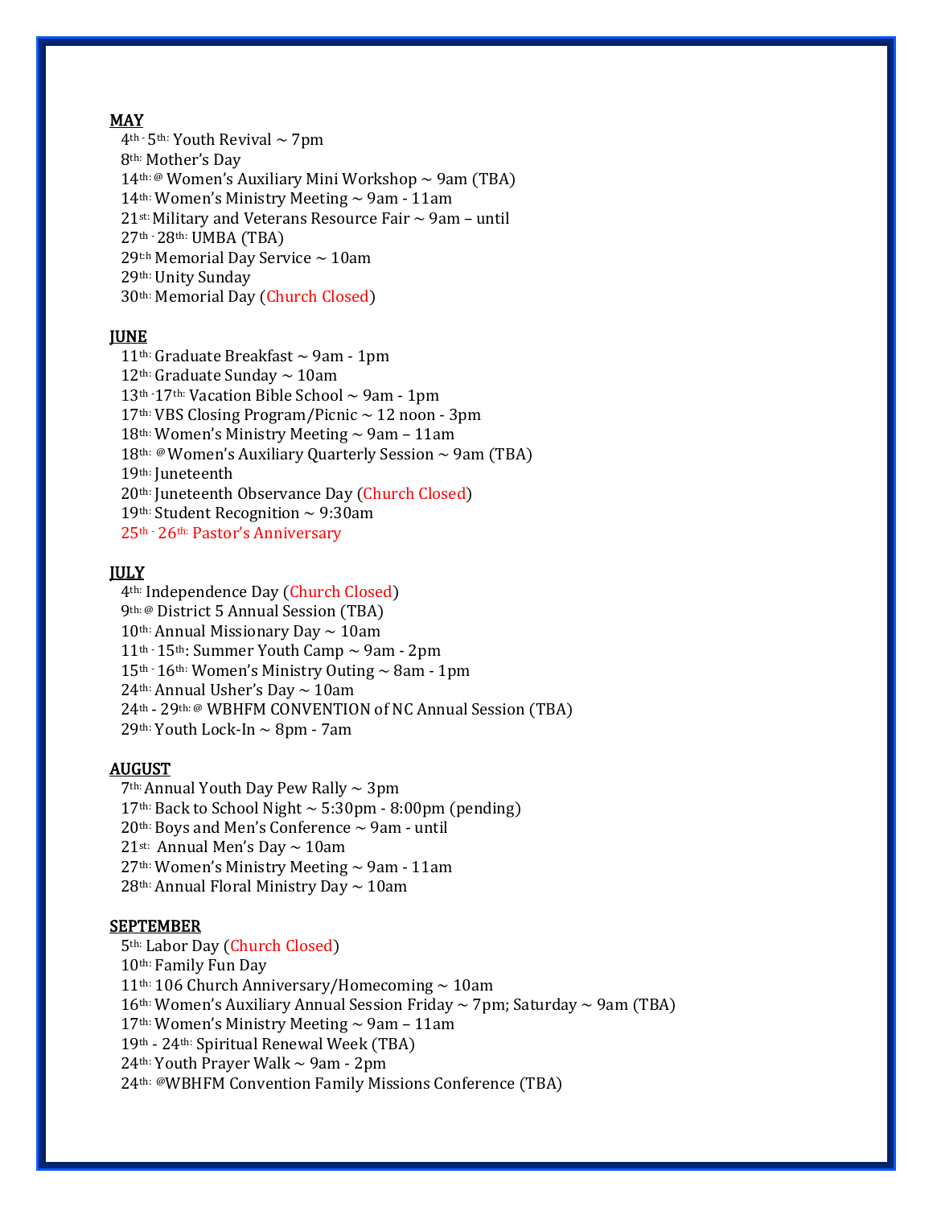**MAY**

4th - 5th: Youth Revival ~ 7pm
8th: Mother's Day
14th: @ Women's Auxiliary Mini Workshop ~ 9am (TBA)
14th: Women's Ministry Meeting ~ 9am - 11am
21st: Military and Veterans Resource Fair ~ 9am – until
27th - 28th: UMBA (TBA)
29th: Memorial Day Service ~ 10am
29th: Unity Sunday
30th: Memorial Day (Church Closed)

**JUNE**

11th: Graduate Breakfast ~ 9am - 1pm
12th: Graduate Sunday ~ 10am
13th - 17th: Vacation Bible School ~ 9am - 1pm
17th: VBS Closing Program/Picnic ~ 12 noon - 3pm
18th: Women's Ministry Meeting ~ 9am – 11am
18th: @Women's Auxiliary Quarterly Session ~ 9am (TBA)
19th: Juneteenth
20th: Juneteenth Observance Day (Church Closed)
19th: Student Recognition ~ 9:30am
25th - 26th: Pastor's Anniversary

**JULY**

4th: Independence Day (Church Closed)
9th: @ District 5 Annual Session (TBA)
10th: Annual Missionary Day ~ 10am
11th - 15th: Summer Youth Camp ~ 9am - 2pm
15th - 16th: Women's Ministry Outing ~ 8am - 1pm
24th: Annual Usher's Day ~ 10am
24th - 29th: @ WBHFM CONVENTION of NC Annual Session (TBA)
29th: Youth Lock-In ~ 8pm - 7am

**AUGUST**

7th: Annual Youth Day Pew Rally ~ 3pm
17th: Back to School Night ~ 5:30pm - 8:00pm (pending)
20th: Boys and Men's Conference ~ 9am - until
21st: Annual Men's Day ~ 10am
27th: Women's Ministry Meeting ~ 9am - 11am
28th: Annual Floral Ministry Day ~ 10am

**SEPTEMBER**

5th: Labor Day (Church Closed)
10th: Family Fun Day
11th: 106 Church Anniversary/Homecoming ~ 10am
16th: Women's Auxiliary Annual Session Friday ~ 7pm; Saturday ~ 9am (TBA)
17th: Women's Ministry Meeting ~ 9am – 11am
19th - 24th: Spiritual Renewal Week (TBA)
24th: Youth Prayer Walk ~ 9am - 2pm
24th: @WBHFM Convention Family Missions Conference (TBA)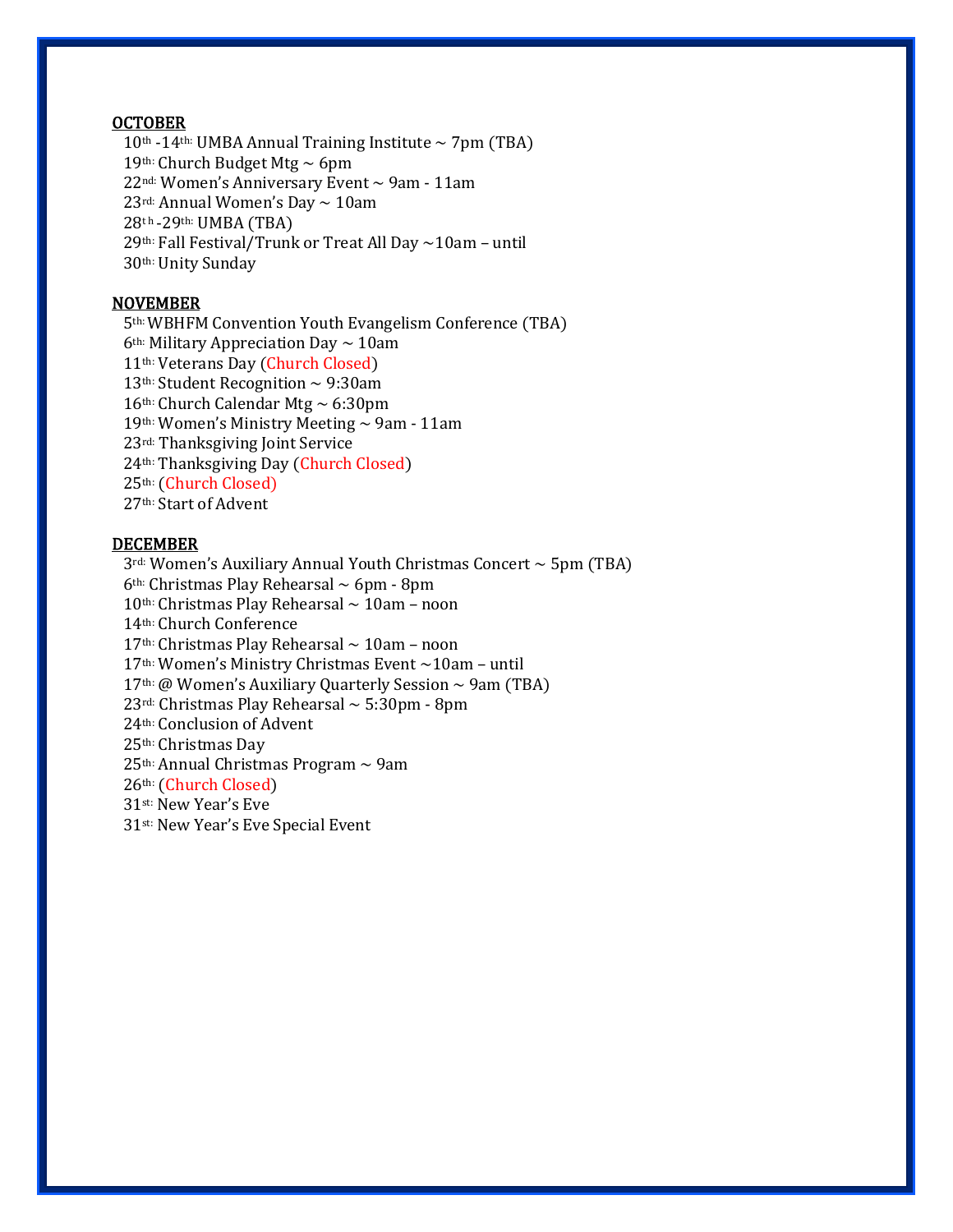**OCTOBER**

10th -14th: UMBA Annual Training Institute ~ 7pm (TBA)
19th: Church Budget Mtg ~ 6pm
22nd: Women's Anniversary Event ~ 9am - 11am
23rd: Annual Women's Day ~ 10am
28th -29th: UMBA (TBA)
29th: Fall Festival/Trunk or Treat All Day ~10am – until
30th: Unity Sunday

**NOVEMBER**

5th: WBHFM Convention Youth Evangelism Conference (TBA)
6th: Military Appreciation Day ~ 10am
11th: Veterans Day (Church Closed)
13th: Student Recognition ~ 9:30am
16th: Church Calendar Mtg ~ 6:30pm
19th: Women's Ministry Meeting ~ 9am - 11am
23rd: Thanksgiving Joint Service
24th: Thanksgiving Day (Church Closed)
25th: (Church Closed)
27th: Start of Advent

**DECEMBER**

3rd: Women's Auxiliary Annual Youth Christmas Concert ~ 5pm (TBA)
6th: Christmas Play Rehearsal ~ 6pm - 8pm
10th: Christmas Play Rehearsal ~ 10am – noon
14th: Church Conference
17th: Christmas Play Rehearsal ~ 10am – noon
17th: Women's Ministry Christmas Event ~10am – until
17th: @ Women's Auxiliary Quarterly Session ~ 9am (TBA)
23rd: Christmas Play Rehearsal ~ 5:30pm - 8pm
24th: Conclusion of Advent
25th: Christmas Day
25th: Annual Christmas Program ~ 9am
26th: (Church Closed)
31st: New Year's Eve
31st: New Year's Eve Special Event